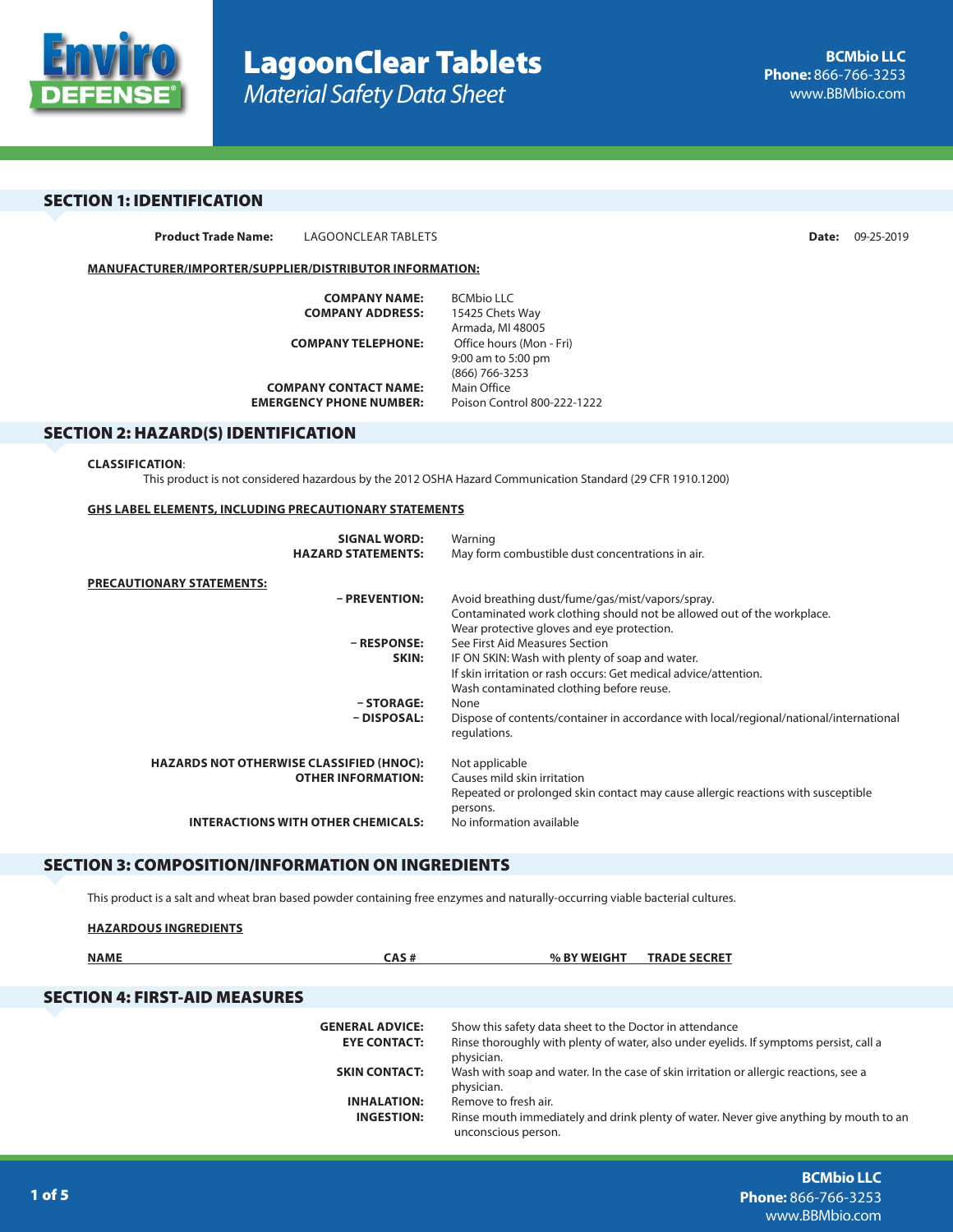# LagoonClear Tablets

*Material Safety Data Sheet*

**BCMbio LLC**
**Phone:** 866-766-3253
www.BBMbio.com

## SECTION 1: IDENTIFICATION

**Product Trade Name:** LAGOONCLEAR TABLETS **Date:** 09-25-2019

**MANUFACTURER/IMPORTER/SUPPLIER/DISTRIBUTOR INFORMATION:**

**COMPANY NAME:** BCMbio LLC
**COMPANY ADDRESS:** 15425 Chets Way
Armada, MI 48005
**COMPANY TELEPHONE:** Office hours (Mon - Fri)
9:00 am to 5:00 pm
(866) 766-3253
**COMPANY CONTACT NAME:** Main Office
**EMERGENCY PHONE NUMBER:** Poison Control 800-222-1222

## SECTION 2: HAZARD(S) IDENTIFICATION

**CLASSIFICATION:**
This product is not considered hazardous by the 2012 OSHA Hazard Communication Standard (29 CFR 1910.1200)

**GHS LABEL ELEMENTS, INCLUDING PRECAUTIONARY STATEMENTS**

**SIGNAL WORD:** Warning
**HAZARD STATEMENTS:** May form combustible dust concentrations in air.

**PRECAUTIONARY STATEMENTS:**

**– PREVENTION:** Avoid breathing dust/fume/gas/mist/vapors/spray.
Contaminated work clothing should not be allowed out of the workplace.
Wear protective gloves and eye protection.
**– RESPONSE:** See First Aid Measures Section
**SKIN:** IF ON SKIN: Wash with plenty of soap and water.
If skin irritation or rash occurs: Get medical advice/attention.
Wash contaminated clothing before reuse.
**– STORAGE:** None
**– DISPOSAL:** Dispose of contents/container in accordance with local/regional/national/international regulations.

**HAZARDS NOT OTHERWISE CLASSIFIED (HNOC):** Not applicable
**OTHER INFORMATION:** Causes mild skin irritation
Repeated or prolonged skin contact may cause allergic reactions with susceptible persons.
**INTERACTIONS WITH OTHER CHEMICALS:** No information available

## SECTION 3: COMPOSITION/INFORMATION ON INGREDIENTS

This product is a salt and wheat bran based powder containing free enzymes and naturally-occurring viable bacterial cultures.

**HAZARDOUS INGREDIENTS**

| NAME | CAS # | % BY WEIGHT | TRADE SECRET |
|---|---|---|---|

## SECTION 4: FIRST-AID MEASURES

**GENERAL ADVICE:** Show this safety data sheet to the Doctor in attendance
**EYE CONTACT:** Rinse thoroughly with plenty of water, also under eyelids. If symptoms persist, call a physician.
**SKIN CONTACT:** Wash with soap and water. In the case of skin irritation or allergic reactions, see a physician.
**INHALATION:** Remove to fresh air.
**INGESTION:** Rinse mouth immediately and drink plenty of water. Never give anything by mouth to an unconscious person.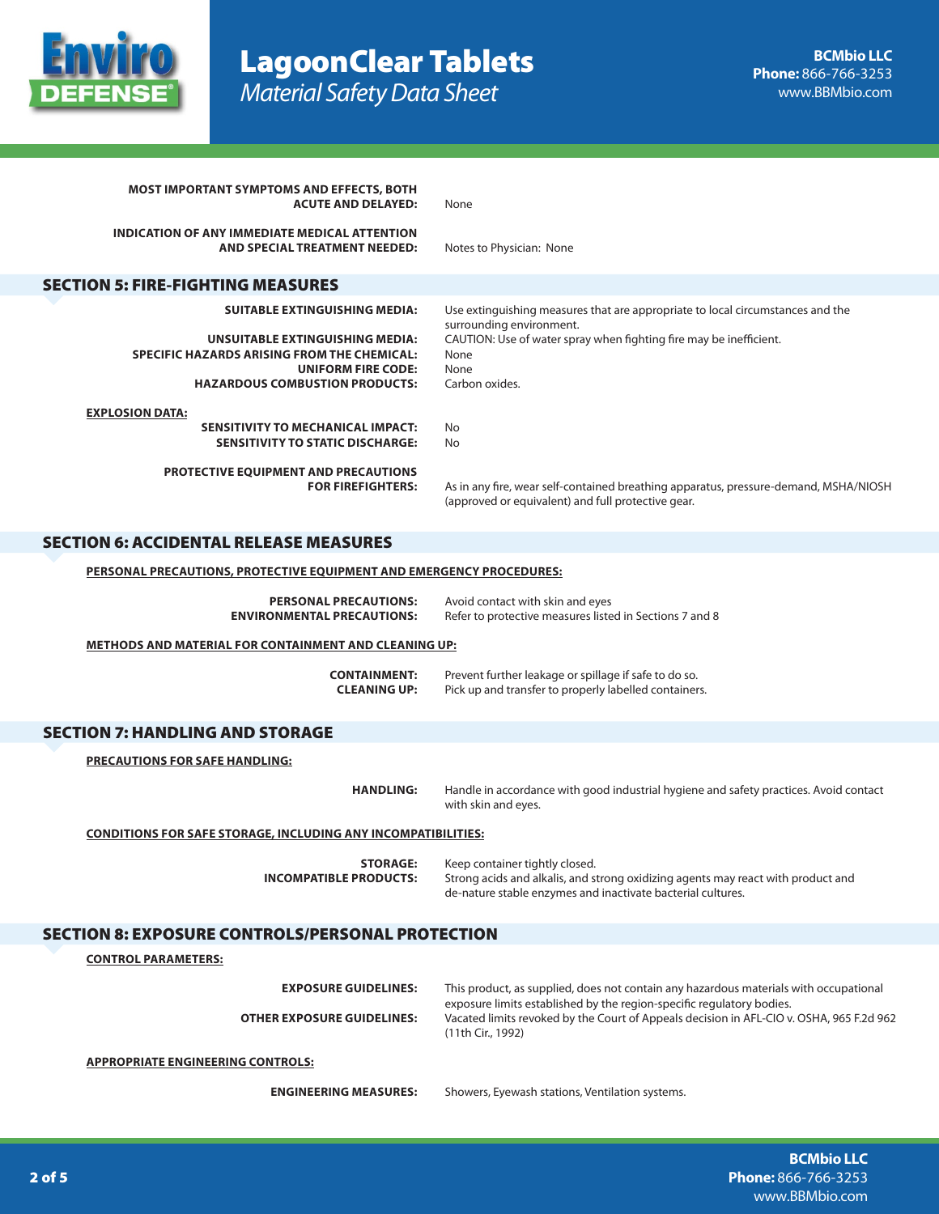**MOST IMPORTANT SYMPTOMS AND EFFECTS, BOTH ACUTE AND DELAYED:** None

**INDICATION OF ANY IMMEDIATE MEDICAL ATTENTION AND SPECIAL TREATMENT NEEDED:** Notes to Physician: None

## SECTION 5: FIRE-FIGHTING MEASURES

**SUITABLE EXTINGUISHING MEDIA:** Use extinguishing measures that are appropriate to local circumstances and the surrounding environment.

**UNSUITABLE EXTINGUISHING MEDIA:** CAUTION: Use of water spray when fighting fire may be inefficient.

**SPECIFIC HAZARDS ARISING FROM THE CHEMICAL:** None

**UNIFORM FIRE CODE:** None

**HAZARDOUS COMBUSTION PRODUCTS:** Carbon oxides.

**EXPLOSION DATA:**

**SENSITIVITY TO MECHANICAL IMPACT:** No

**SENSITIVITY TO STATIC DISCHARGE:** No

**PROTECTIVE EQUIPMENT AND PRECAUTIONS FOR FIREFIGHTERS:** As in any fire, wear self-contained breathing apparatus, pressure-demand, MSHA/NIOSH (approved or equivalent) and full protective gear.

## SECTION 6: ACCIDENTAL RELEASE MEASURES

**PERSONAL PRECAUTIONS, PROTECTIVE EQUIPMENT AND EMERGENCY PROCEDURES:**

**PERSONAL PRECAUTIONS:** Avoid contact with skin and eyes

**ENVIRONMENTAL PRECAUTIONS:** Refer to protective measures listed in Sections 7 and 8

**METHODS AND MATERIAL FOR CONTAINMENT AND CLEANING UP:**

**CONTAINMENT:** Prevent further leakage or spillage if safe to do so.

**CLEANING UP:** Pick up and transfer to properly labelled containers.

## SECTION 7: HANDLING AND STORAGE

**PRECAUTIONS FOR SAFE HANDLING:**

**HANDLING:** Handle in accordance with good industrial hygiene and safety practices. Avoid contact with skin and eyes.

**CONDITIONS FOR SAFE STORAGE, INCLUDING ANY INCOMPATIBILITIES:**

**STORAGE:** Keep container tightly closed.

**INCOMPATIBLE PRODUCTS:** Strong acids and alkalis, and strong oxidizing agents may react with product and de-nature stable enzymes and inactivate bacterial cultures.

## SECTION 8: EXPOSURE CONTROLS/PERSONAL PROTECTION

**CONTROL PARAMETERS:**

**EXPOSURE GUIDELINES:** This product, as supplied, does not contain any hazardous materials with occupational exposure limits established by the region-specific regulatory bodies.

**OTHER EXPOSURE GUIDELINES:** Vacated limits revoked by the Court of Appeals decision in AFL-CIO v. OSHA, 965 F.2d 962 (11th Cir., 1992)

**APPROPRIATE ENGINEERING CONTROLS:**

**ENGINEERING MEASURES:** Showers, Eyewash stations, Ventilation systems.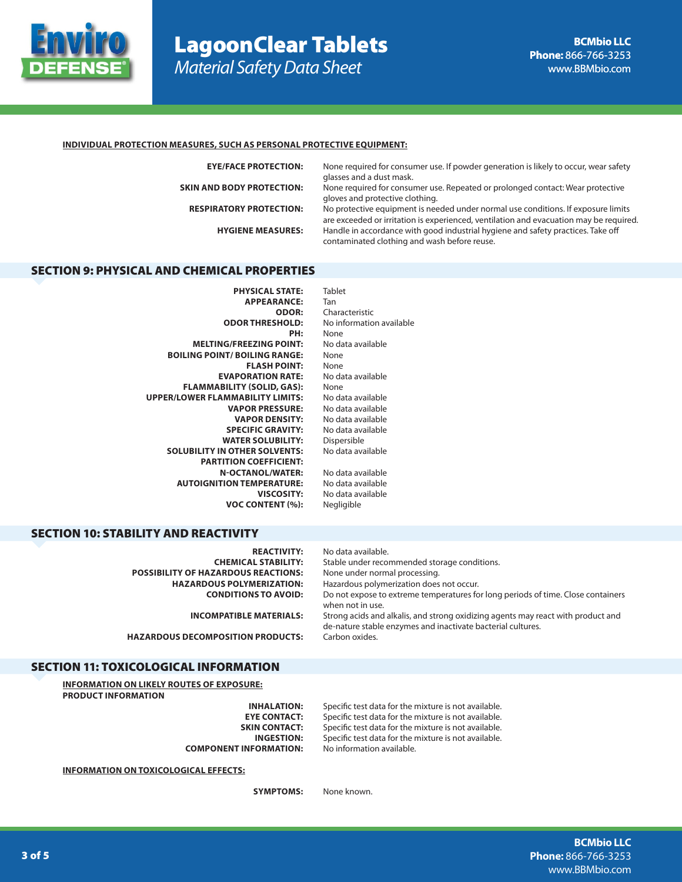**INDIVIDUAL PROTECTION MEASURES, SUCH AS PERSONAL PROTECTIVE EQUIPMENT:**

| | |
|---|---|
| **EYE/FACE PROTECTION:** | None required for consumer use. If powder generation is likely to occur, wear safety glasses and a dust mask. |
| **SKIN AND BODY PROTECTION:** | None required for consumer use. Repeated or prolonged contact: Wear protective gloves and protective clothing. |
| **RESPIRATORY PROTECTION:** | No protective equipment is needed under normal use conditions. If exposure limits are exceeded or irritation is experienced, ventilation and evacuation may be required. |
| **HYGIENE MEASURES:** | Handle in accordance with good industrial hygiene and safety practices. Take off contaminated clothing and wash before reuse. |

## SECTION 9: PHYSICAL AND CHEMICAL PROPERTIES

| | |
|---|---|
| **PHYSICAL STATE:** | Tablet |
| **APPEARANCE:** | Tan |
| **ODOR:** | Characteristic |
| **ODOR THRESHOLD:** | No information available |
| **PH:** | None |
| **MELTING/FREEZING POINT:** | No data available |
| **BOILING POINT/ BOILING RANGE:** | None |
| **FLASH POINT:** | None |
| **EVAPORATION RATE:** | No data available |
| **FLAMMABILITY (SOLID, GAS):** | None |
| **UPPER/LOWER FLAMMABILITY LIMITS:** | No data available |
| **VAPOR PRESSURE:** | No data available |
| **VAPOR DENSITY:** | No data available |
| **SPECIFIC GRAVITY:** | No data available |
| **WATER SOLUBILITY:** | Dispersible |
| **SOLUBILITY IN OTHER SOLVENTS:** | No data available |
| **PARTITION COEFFICIENT:** | |
| **N-OCTANOL/WATER:** | No data available |
| **AUTOIGNITION TEMPERATURE:** | No data available |
| **VISCOSITY:** | No data available |
| **VOC CONTENT (%):** | Negligible |

## SECTION 10: STABILITY AND REACTIVITY

| | |
|---|---|
| **REACTIVITY:** | No data available. |
| **CHEMICAL STABILITY:** | Stable under recommended storage conditions. |
| **POSSIBILITY OF HAZARDOUS REACTIONS:** | None under normal processing. |
| **HAZARDOUS POLYMERIZATION:** | Hazardous polymerization does not occur. |
| **CONDITIONS TO AVOID:** | Do not expose to extreme temperatures for long periods of time. Close containers when not in use. |
| **INCOMPATIBLE MATERIALS:** | Strong acids and alkalis, and strong oxidizing agents may react with product and de-nature stable enzymes and inactivate bacterial cultures. |
| **HAZARDOUS DECOMPOSITION PRODUCTS:** | Carbon oxides. |

## SECTION 11: TOXICOLOGICAL INFORMATION

**INFORMATION ON LIKELY ROUTES OF EXPOSURE:**

**PRODUCT INFORMATION**

| | |
|---|---|
| **INHALATION:** | Specific test data for the mixture is not available. |
| **EYE CONTACT:** | Specific test data for the mixture is not available. |
| **SKIN CONTACT:** | Specific test data for the mixture is not available. |
| **INGESTION:** | Specific test data for the mixture is not available. |
| **COMPONENT INFORMATION:** | No information available. |

**INFORMATION ON TOXICOLOGICAL EFFECTS:**

| | |
|---|---|
| **SYMPTOMS:** | None known. |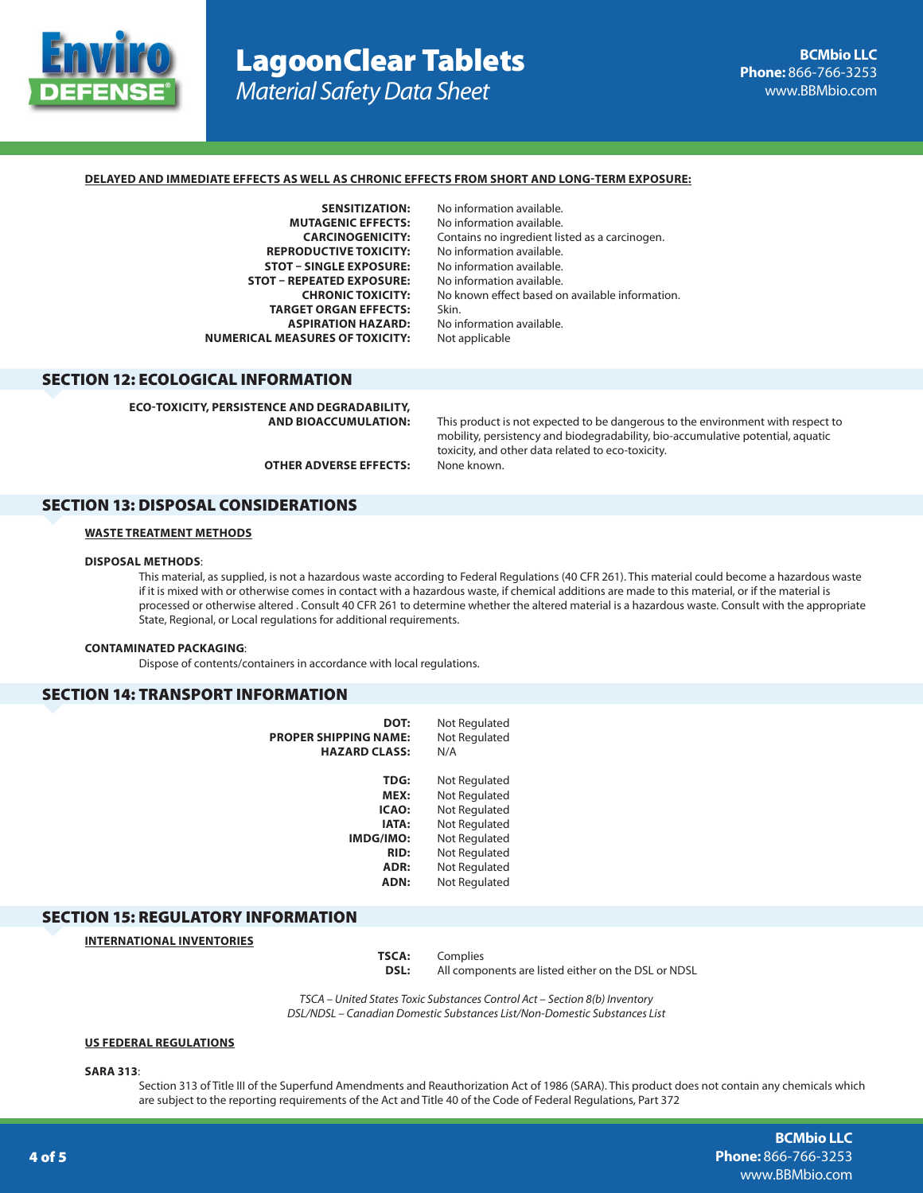**DELAYED AND IMMEDIATE EFFECTS AS WELL AS CHRONIC EFFECTS FROM SHORT AND LONG-TERM EXPOSURE:**

| | |
|---|---|
| **SENSITIZATION:** | No information available. |
| **MUTAGENIC EFFECTS:** | No information available. |
| **CARCINOGENICITY:** | Contains no ingredient listed as a carcinogen. |
| **REPRODUCTIVE TOXICITY:** | No information available. |
| **STOT – SINGLE EXPOSURE:** | No information available. |
| **STOT – REPEATED EXPOSURE:** | No information available. |
| **CHRONIC TOXICITY:** | No known effect based on available information. |
| **TARGET ORGAN EFFECTS:** | Skin. |
| **ASPIRATION HAZARD:** | No information available. |
| **NUMERICAL MEASURES OF TOXICITY:** | Not applicable |

## SECTION 12: ECOLOGICAL INFORMATION

| | |
|---|---|
| **ECO-TOXICITY, PERSISTENCE AND DEGRADABILITY, AND BIOACCUMULATION:** | This product is not expected to be dangerous to the environment with respect to mobility, persistency and biodegradability, bio-accumulative potential, aquatic toxicity, and other data related to eco-toxicity. |
| **OTHER ADVERSE EFFECTS:** | None known. |

## SECTION 13: DISPOSAL CONSIDERATIONS

**WASTE TREATMENT METHODS**

**DISPOSAL METHODS**:

This material, as supplied, is not a hazardous waste according to Federal Regulations (40 CFR 261). This material could become a hazardous waste if it is mixed with or otherwise comes in contact with a hazardous waste, if chemical additions are made to this material, or if the material is processed or otherwise altered . Consult 40 CFR 261 to determine whether the altered material is a hazardous waste. Consult with the appropriate State, Regional, or Local regulations for additional requirements.

**CONTAMINATED PACKAGING**:

Dispose of contents/containers in accordance with local regulations.

## SECTION 14: TRANSPORT INFORMATION

| | |
|---|---|
| **DOT:** | Not Regulated |
| **PROPER SHIPPING NAME:** | Not Regulated |
| **HAZARD CLASS:** | N/A |
| **TDG:** | Not Regulated |
| **MEX:** | Not Regulated |
| **ICAO:** | Not Regulated |
| **IATA:** | Not Regulated |
| **IMDG/IMO:** | Not Regulated |
| **RID:** | Not Regulated |
| **ADR:** | Not Regulated |
| **ADN:** | Not Regulated |

## SECTION 15: REGULATORY INFORMATION

**INTERNATIONAL INVENTORIES**

| | |
|---|---|
| **TSCA:** | Complies |
| **DSL:** | All components are listed either on the DSL or NDSL |

*TSCA – United States Toxic Substances Control Act – Section 8(b) Inventory*
*DSL/NDSL – Canadian Domestic Substances List/Non-Domestic Substances List*

**US FEDERAL REGULATIONS**

**SARA 313**:

Section 313 of Title III of the Superfund Amendments and Reauthorization Act of 1986 (SARA). This product does not contain any chemicals which are subject to the reporting requirements of the Act and Title 40 of the Code of Federal Regulations, Part 372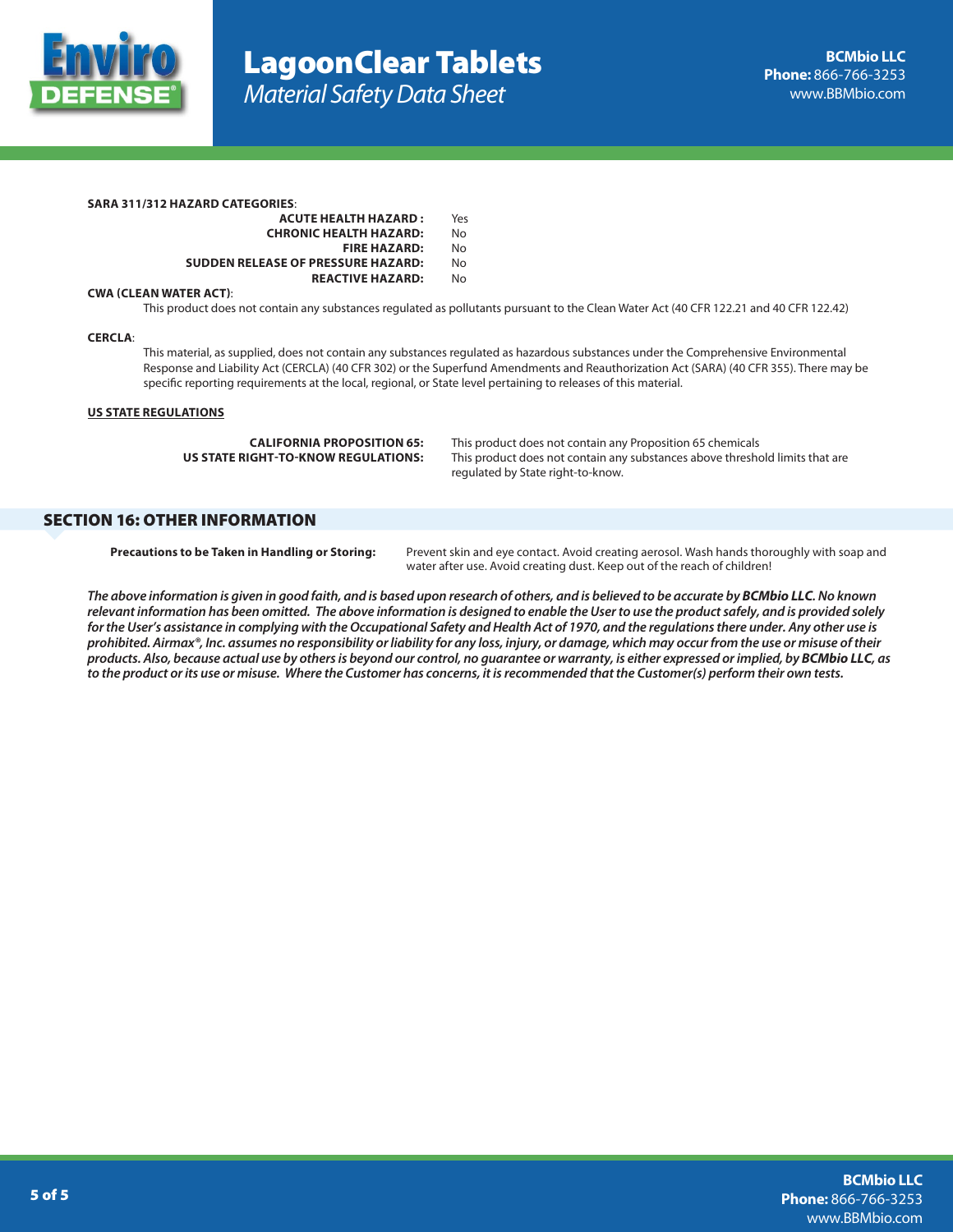**SARA 311/312 HAZARD CATEGORIES**:

| | |
|---|---|
| **ACUTE HEALTH HAZARD :** | Yes |
| **CHRONIC HEALTH HAZARD:** | No |
| **FIRE HAZARD:** | No |
| **SUDDEN RELEASE OF PRESSURE HAZARD:** | No |
| **REACTIVE HAZARD:** | No |

**CWA (CLEAN WATER ACT)**:

This product does not contain any substances regulated as pollutants pursuant to the Clean Water Act (40 CFR 122.21 and 40 CFR 122.42)

**CERCLA**:

This material, as supplied, does not contain any substances regulated as hazardous substances under the Comprehensive Environmental Response and Liability Act (CERCLA) (40 CFR 302) or the Superfund Amendments and Reauthorization Act (SARA) (40 CFR 355). There may be specific reporting requirements at the local, regional, or State level pertaining to releases of this material.

**US STATE REGULATIONS**

| | |
|---|---|
| **CALIFORNIA PROPOSITION 65:** | This product does not contain any Proposition 65 chemicals |
| **US STATE RIGHT-TO-KNOW REGULATIONS:** | This product does not contain any substances above threshold limits that are regulated by State right-to-know. |

## SECTION 16: OTHER INFORMATION

**Precautions to be Taken in Handling or Storing:** Prevent skin and eye contact. Avoid creating aerosol. Wash hands thoroughly with soap and water after use. Avoid creating dust. Keep out of the reach of children!

***The above information is given in good faith, and is based upon research of others, and is believed to be accurate by BCMbio LLC. No known relevant information has been omitted. The above information is designed to enable the User to use the product safely, and is provided solely for the User's assistance in complying with the Occupational Safety and Health Act of 1970, and the regulations there under. Any other use is prohibited. Airmax®, Inc. assumes no responsibility or liability for any loss, injury, or damage, which may occur from the use or misuse of their products. Also, because actual use by others is beyond our control, no guarantee or warranty, is either expressed or implied, by BCMbio LLC, as to the product or its use or misuse. Where the Customer has concerns, it is recommended that the Customer(s) perform their own tests.***